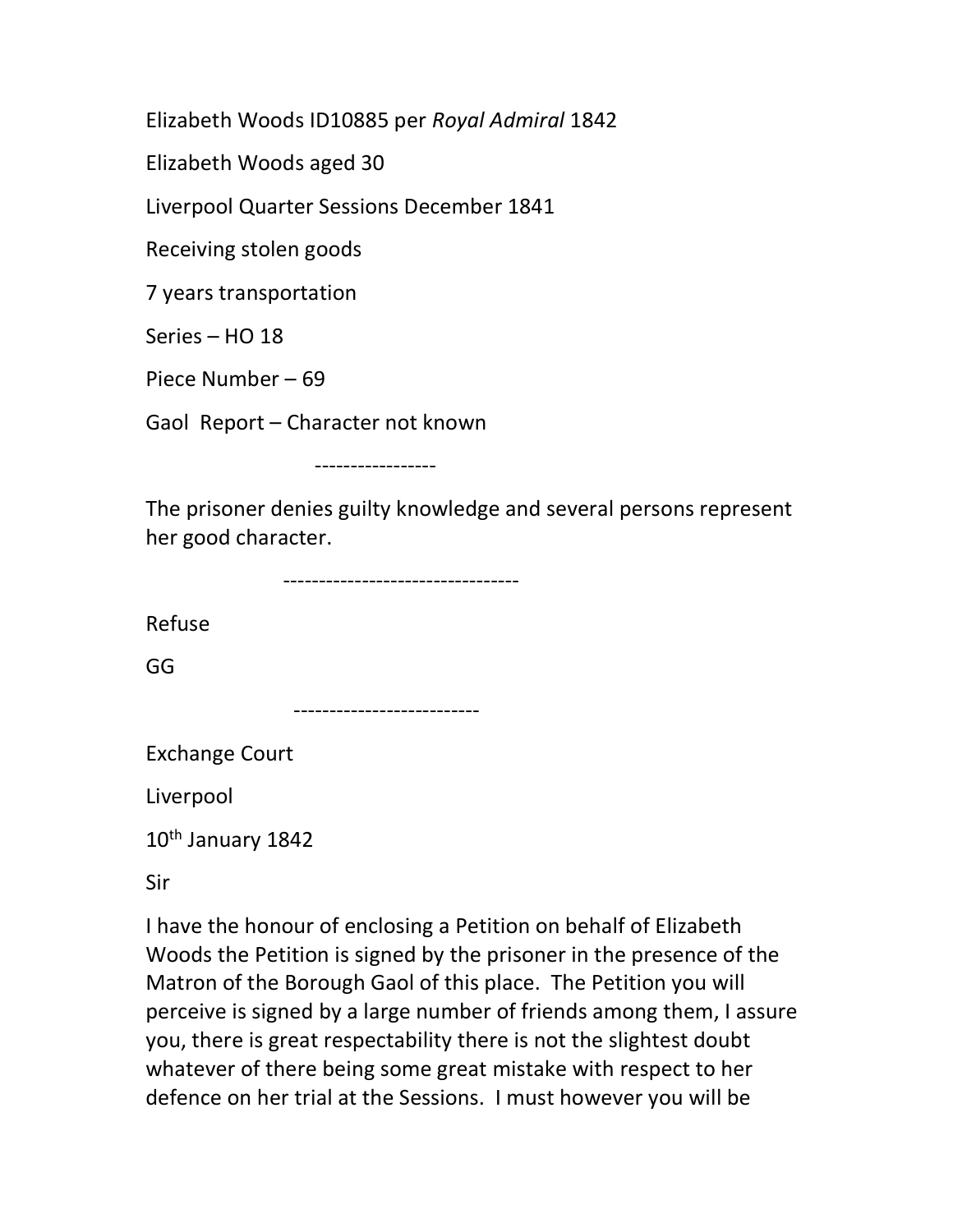Elizabeth Woods ID10885 per *Royal Admiral* 1842

Elizabeth Woods aged 30

Liverpool Quarter Sessions December 1841

Receiving stolen goods

7 years transportation

Series – HO 18

Piece Number – 69

Gaol Report – Character not known

-----------------

The prisoner denies guilty knowledge and several persons represent her good character.

---------------------------------

Refuse

GG

--------------------------

Exchange Court

Liverpool

10th January 1842

Sir

I have the honour of enclosing a Petition on behalf of Elizabeth Woods the Petition is signed by the prisoner in the presence of the Matron of the Borough Gaol of this place. The Petition you will perceive is signed by a large number of friends among them, I assure you, there is great respectability there is not the slightest doubt whatever of there being some great mistake with respect to her defence on her trial at the Sessions. I must however you will be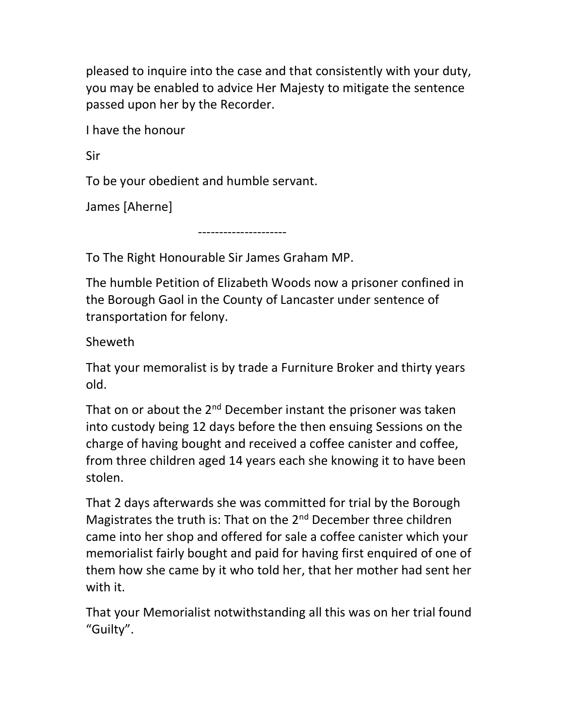pleased to inquire into the case and that consistently with your duty, you may be enabled to advice Her Majesty to mitigate the sentence passed upon her by the Recorder.

I have the honour

Sir

To be your obedient and humble servant.

James [Aherne]

---------------------

To The Right Honourable Sir James Graham MP.

The humble Petition of Elizabeth Woods now a prisoner confined in the Borough Gaol in the County of Lancaster under sentence of transportation for felony.

Sheweth

That your memoralist is by trade a Furniture Broker and thirty years old.

That on or about the 2nd December instant the prisoner was taken into custody being 12 days before the then ensuing Sessions on the charge of having bought and received a coffee canister and coffee, from three children aged 14 years each she knowing it to have been stolen.

That 2 days afterwards she was committed for trial by the Borough Magistrates the truth is: That on the 2nd December three children came into her shop and offered for sale a coffee canister which your memorialist fairly bought and paid for having first enquired of one of them how she came by it who told her, that her mother had sent her with it.

That your Memorialist notwithstanding all this was on her trial found "Guilty".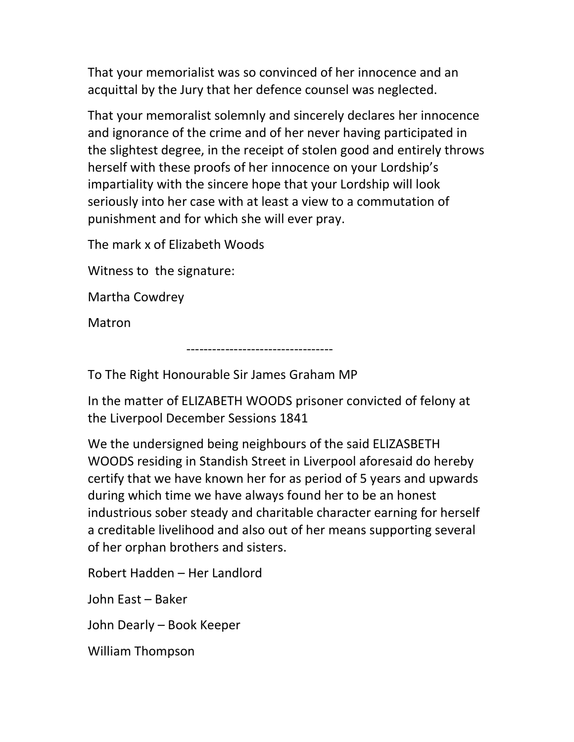That your memorialist was so convinced of her innocence and an acquittal by the Jury that her defence counsel was neglected.

That your memorialist solemnly and sincerely declares her innocence and ignorance of the crime and of her never having participated in the slightest degree, in the receipt of stolen good and entirely throws herself with these proofs of her innocence on your Lordship's impartiality with the sincere hope that your Lordship will look seriously into her case with at least a view to a commutation of punishment and for which she will ever pray.

The mark x of Elizabeth Woods

Witness to the signature:

Martha Cowdrey

Matron

----------------------------------

To The Right Honourable Sir James Graham MP

In the matter of ELIZABETH WOODS prisoner convicted of felony at the Liverpool December Sessions 1841

We the undersigned being neighbours of the said ELIZASBETH WOODS residing in Standish Street in Liverpool aforesaid do hereby certify that we have known her for as period of 5 years and upwards during which time we have always found her to be an honest industrious sober steady and charitable character earning for herself a creditable livelihood and also out of her means supporting several of her orphan brothers and sisters.

Robert Hadden – Her Landlord

John East – Baker

John Dearly – Book Keeper

William Thompson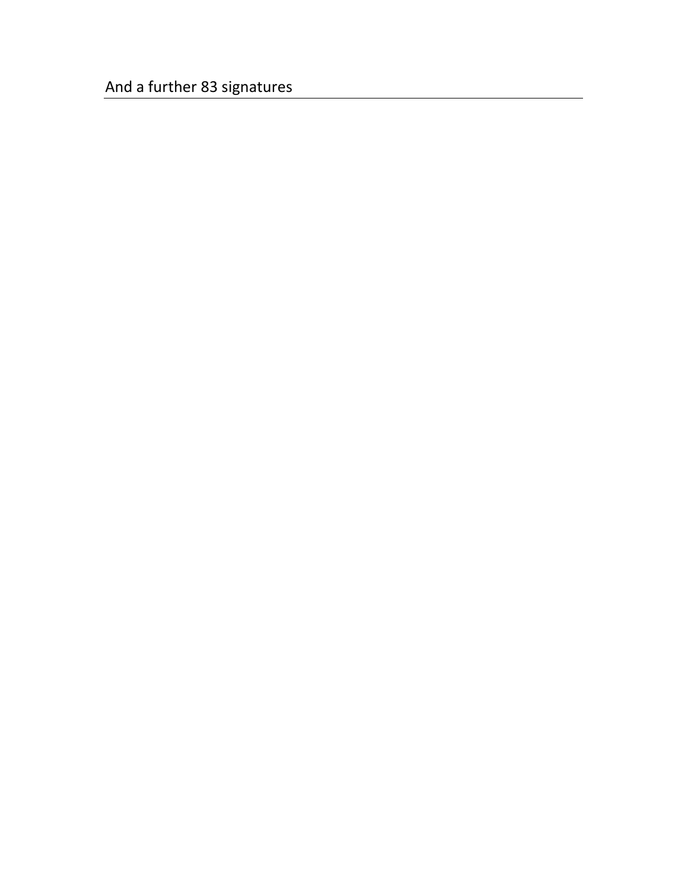And a further 83 signatures